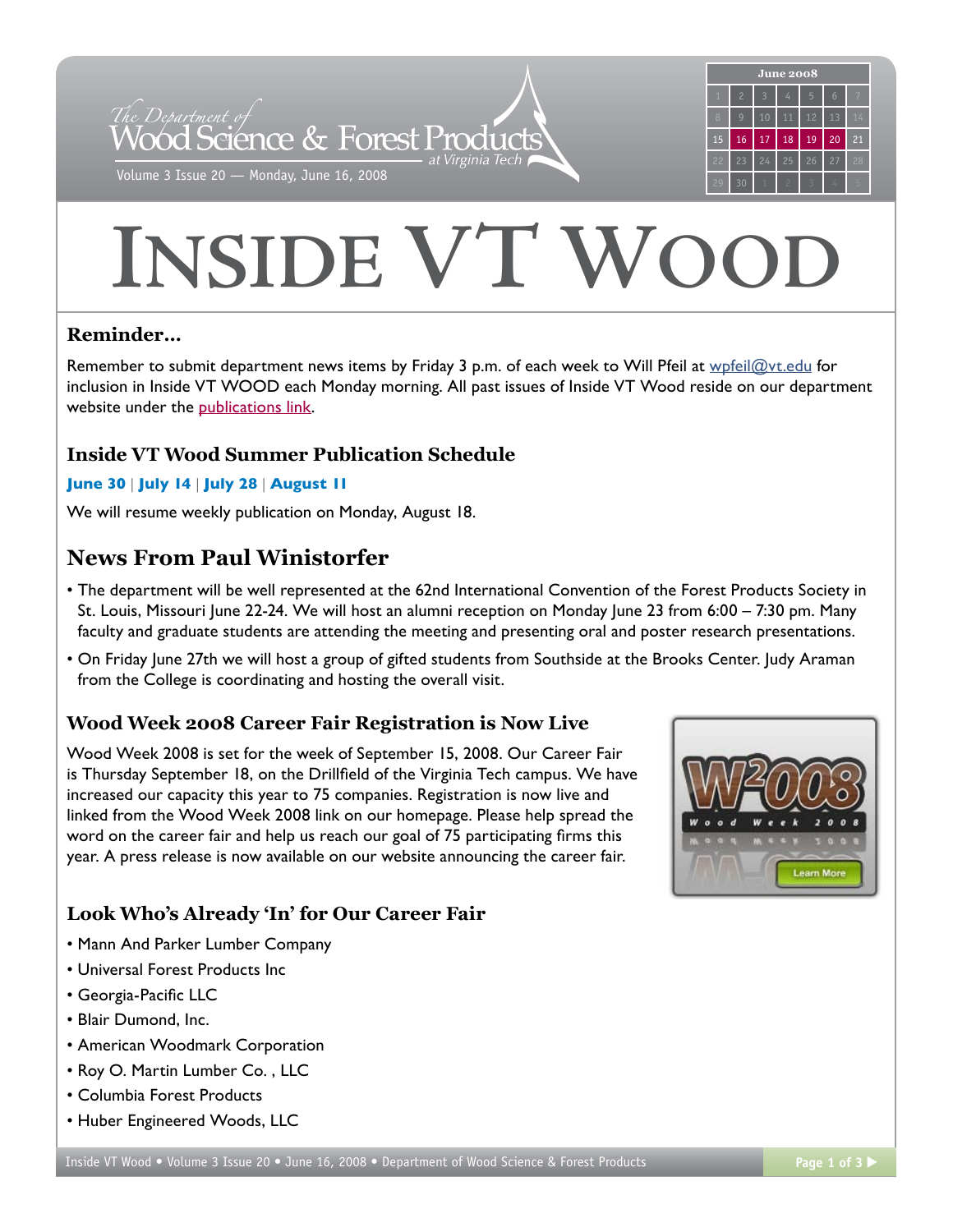# INSIDE VT WOOD

The Department of Wood Science & Forest Products at Virginia Tech

Volume 3 Issue 20 — Monday, June 16, 2008

## Reminder…

Remember to submit department news items by Friday 3 p.m. of each week to Will Pfeil at wpfeil@vt.edu for inclusion in Inside VT WOOD each Monday morning. All past issues of Inside VT Wood reside on our department website under the publications link.

## Inside VT Wood Summer Publication Schedule

**June 30** | **July 14** | **July 28** | **August 11**

We will resume weekly publication on Monday, August 18.

## News From Paul Winistorfer

- The department will be well represented at the 62nd International Convention of the Forest Products Society in St. Louis, Missouri June 22-24. We will host an alumni reception on Monday June 23 from 6:00 – 7:30 pm. Many faculty and graduate students are attending the meeting and presenting oral and poster research presentations.
- On Friday June 27th we will host a group of gifted students from Southside at the Brooks Center. Judy Araman from the College is coordinating and hosting the overall visit.

## Wood Week 2008 Career Fair Registration is Now Live

Wood Week 2008 is set for the week of September 15, 2008. Our Career Fair is Thursday September 18, on the Drillfield of the Virginia Tech campus. We have increased our capacity this year to 75 companies. Registration is now live and linked from the Wood Week 2008 link on our homepage. Please help spread the word on the career fair and help us reach our goal of 75 participating firms this year. A press release is now available on our website announcing the career fair.

## Look Who's Already 'In' for Our Career Fair

- Mann And Parker Lumber Company
- Universal Forest Products Inc
- Georgia-Pacific LLC
- Blair Dumond, Inc.
- American Woodmark Corporation
- Roy O. Martin Lumber Co. , LLC
- Columbia Forest Products
- Huber Engineered Woods, LLC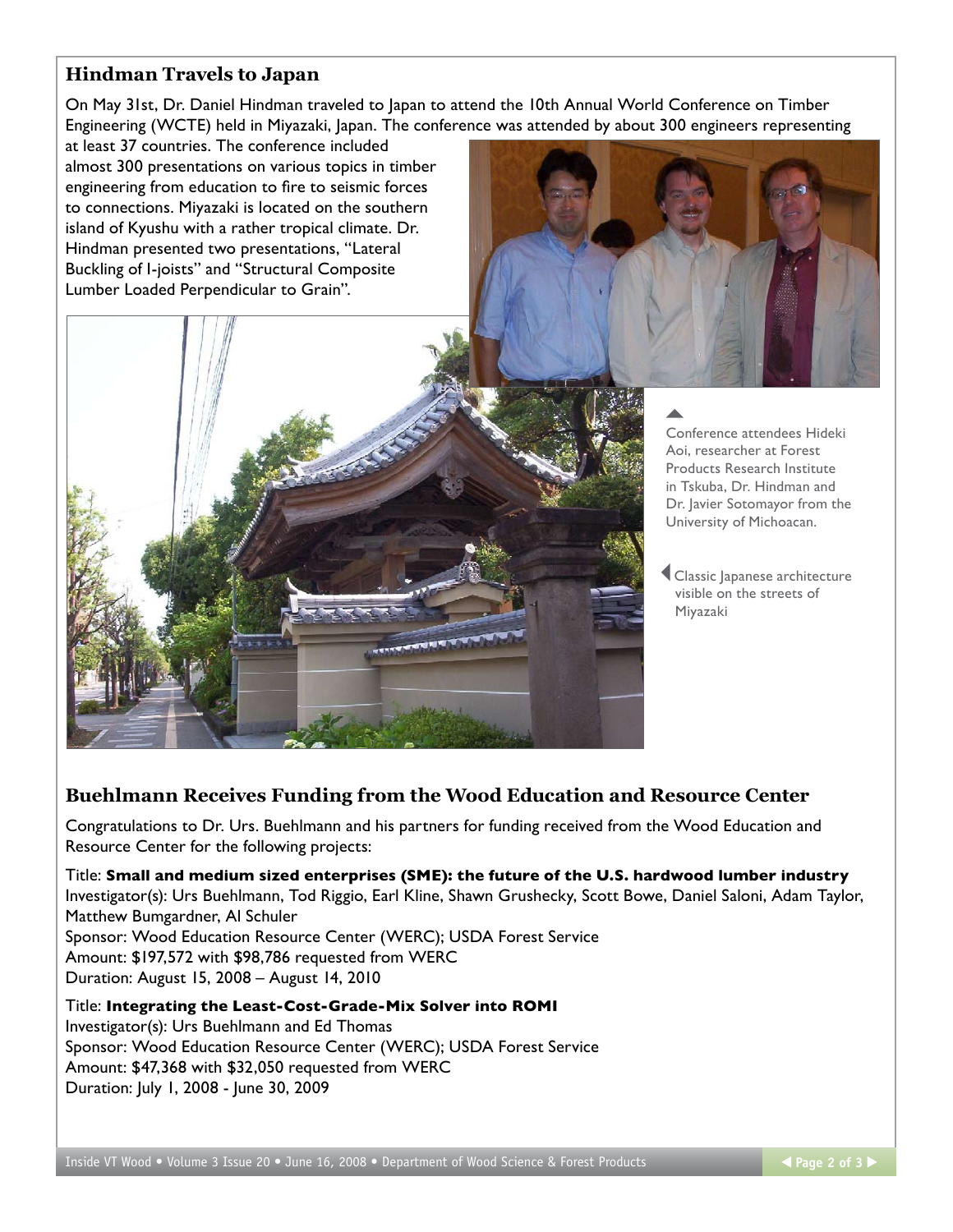## Hindman Travels to Japan

On May 31st, Dr. Daniel Hindman traveled to Japan to attend the 10th Annual World Conference on Timber Engineering (WCTE) held in Miyazaki, Japan. The conference was attended by about 300 engineers representing at least 37 countries. The conference included almost 300 presentations on various topics in timber engineering from education to fire to seismic forces to connections. Miyazaki is located on the southern island of Kyushu with a rather tropical climate. Dr. Hindman presented two presentations, "Lateral Buckling of I-joists" and "Structural Composite Lumber Loaded Perpendicular to Grain".

▲ Conference attendees Hideki Aoi, researcher at Forest Products Research Institute in Tskuba, Dr. Hindman and Dr. Javier Sotomayor from the University of Michoacan.

◀ Classic Japanese architecture visible on the streets of Miyazaki

## Buehlmann Receives Funding from the Wood Education and Resource Center

Congratulations to Dr. Urs. Buehlmann and his partners for funding received from the Wood Education and Resource Center for the following projects:

Title: **Small and medium sized enterprises (SME): the future of the U.S. hardwood lumber industry**
Investigator(s): Urs Buehlmann, Tod Riggio, Earl Kline, Shawn Grushecky, Scott Bowe, Daniel Saloni, Adam Taylor, Matthew Bumgardner, Al Schuler
Sponsor: Wood Education Resource Center (WERC); USDA Forest Service
Amount: $197,572 with $98,786 requested from WERC
Duration: August 15, 2008 – August 14, 2010

Title: **Integrating the Least-Cost-Grade-Mix Solver into ROMI**
Investigator(s): Urs Buehlmann and Ed Thomas
Sponsor: Wood Education Resource Center (WERC); USDA Forest Service
Amount: $47,368 with $32,050 requested from WERC
Duration: July 1, 2008 - June 30, 2009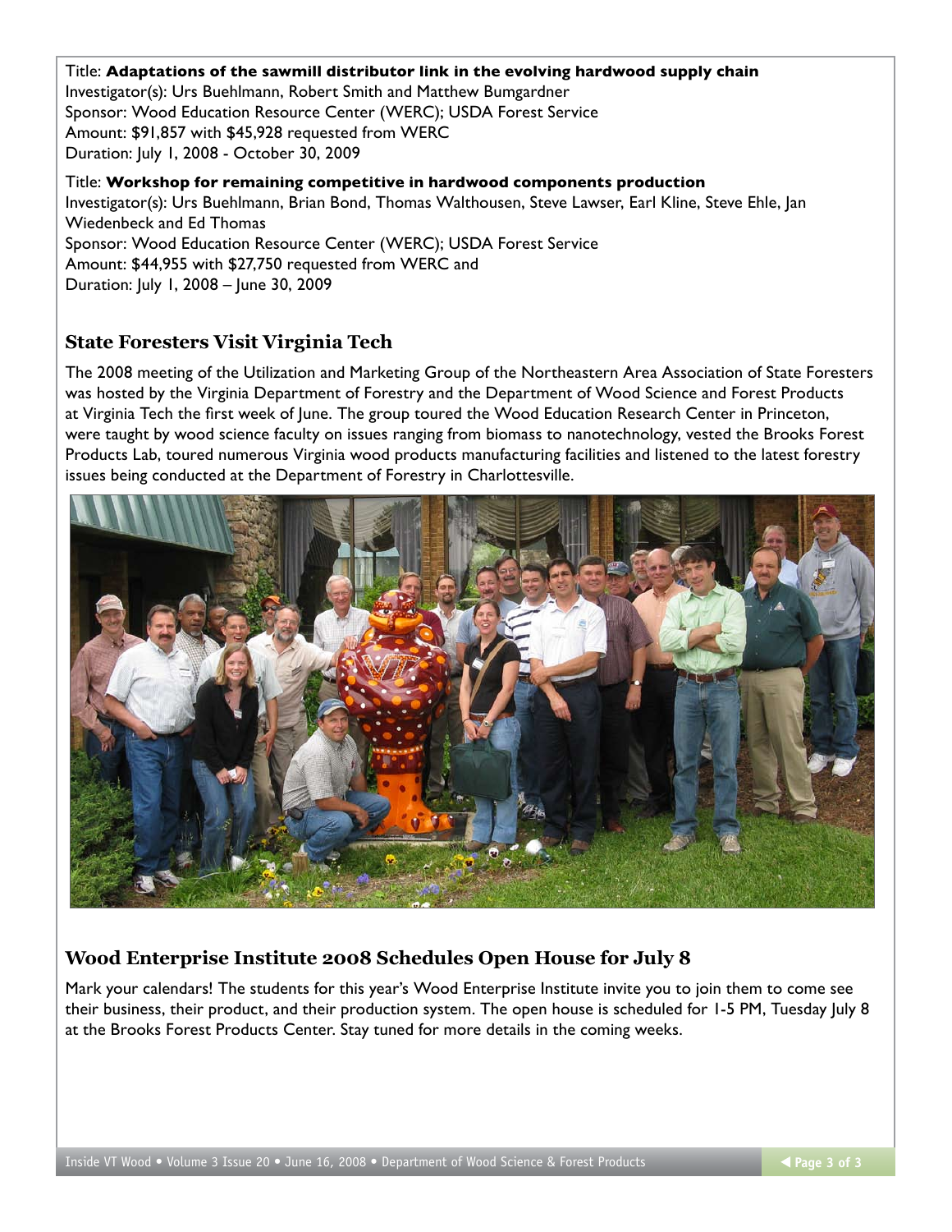Title: **Adaptations of the sawmill distributor link in the evolving hardwood supply chain**
Investigator(s): Urs Buehlmann, Robert Smith and Matthew Bumgardner
Sponsor: Wood Education Resource Center (WERC); USDA Forest Service
Amount: $91,857 with $45,928 requested from WERC
Duration: July 1, 2008 - October 30, 2009

Title: **Workshop for remaining competitive in hardwood components production**
Investigator(s): Urs Buehlmann, Brian Bond, Thomas Walthousen, Steve Lawser, Earl Kline, Steve Ehle, Jan Wiedenbeck and Ed Thomas
Sponsor: Wood Education Resource Center (WERC); USDA Forest Service
Amount: $44,955 with $27,750 requested from WERC and
Duration: July 1, 2008 – June 30, 2009

## State Foresters Visit Virginia Tech

The 2008 meeting of the Utilization and Marketing Group of the Northeastern Area Association of State Foresters was hosted by the Virginia Department of Forestry and the Department of Wood Science and Forest Products at Virginia Tech the first week of June. The group toured the Wood Education Research Center in Princeton, were taught by wood science faculty on issues ranging from biomass to nanotechnology, vested the Brooks Forest Products Lab, toured numerous Virginia wood products manufacturing facilities and listened to the latest forestry issues being conducted at the Department of Forestry in Charlottesville.

## Wood Enterprise Institute 2008 Schedules Open House for July 8

Mark your calendars! The students for this year's Wood Enterprise Institute invite you to join them to come see their business, their product, and their production system. The open house is scheduled for 1-5 PM, Tuesday July 8 at the Brooks Forest Products Center. Stay tuned for more details in the coming weeks.